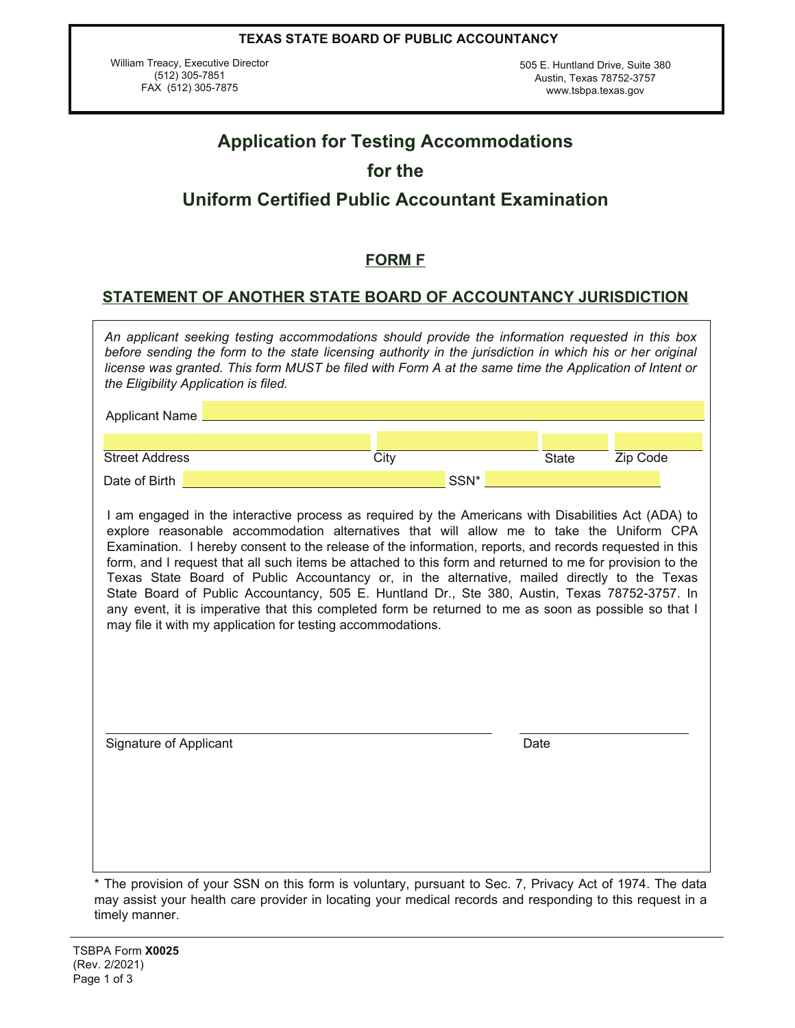**TEXAS STATE BOARD OF PUBLIC ACCOUNTANCY**

William Treacy, Executive Director
(512) 305-7851
FAX (512) 305-7875

505 E. Huntland Drive, Suite 380
Austin, Texas 78752-3757
www.tsbpa.texas.gov

# Application for Testing Accommodations for the Uniform Certified Public Accountant Examination

## FORM F

## STATEMENT OF ANOTHER STATE BOARD OF ACCOUNTANCY JURISDICTION

*An applicant seeking testing accommodations should provide the information requested in this box before sending the form to the state licensing authority in the jurisdiction in which his or her original license was granted. This form MUST be filed with Form A at the same time the Application of Intent or the Eligibility Application is filed.*

Applicant Name ______________________________

Street Address ____________ City ____________ State ______ Zip Code ______

Date of Birth ____________ SSN* ____________

I am engaged in the interactive process as required by the Americans with Disabilities Act (ADA) to explore reasonable accommodation alternatives that will allow me to take the Uniform CPA Examination. I hereby consent to the release of the information, reports, and records requested in this form, and I request that all such items be attached to this form and returned to me for provision to the Texas State Board of Public Accountancy or, in the alternative, mailed directly to the Texas State Board of Public Accountancy, 505 E. Huntland Dr., Ste 380, Austin, Texas 78752-3757. In any event, it is imperative that this completed form be returned to me as soon as possible so that I may file it with my application for testing accommodations.

______________________________ ______________
Signature of Applicant Date

* The provision of your SSN on this form is voluntary, pursuant to Sec. 7, Privacy Act of 1974. The data may assist your health care provider in locating your medical records and responding to this request in a timely manner.

TSBPA Form **X0025**
(Rev. 2/2021)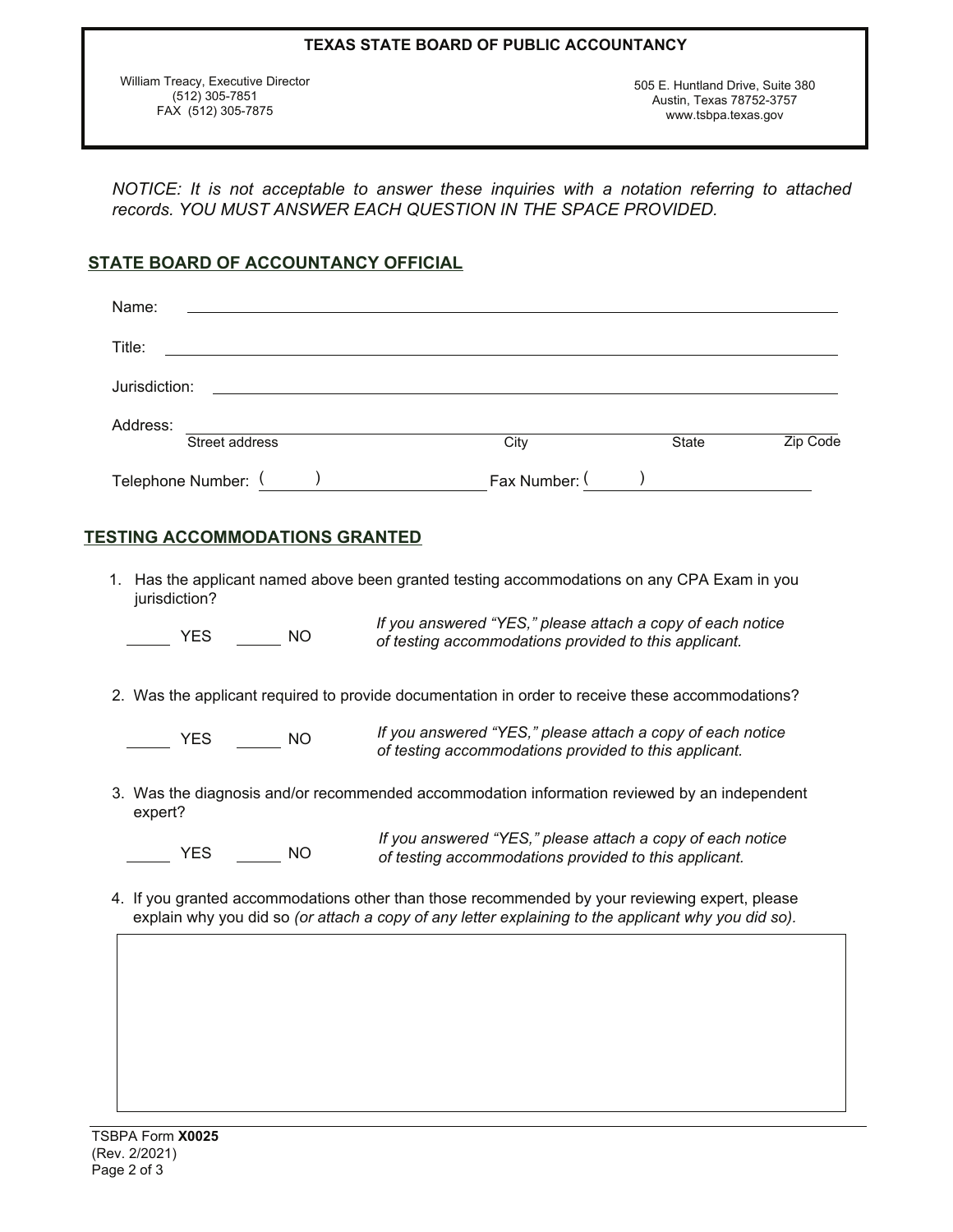**TEXAS STATE BOARD OF PUBLIC ACCOUNTANCY**

William Treacy, Executive Director
(512) 305-7851
FAX (512) 305-7875

505 E. Huntland Drive, Suite 380
Austin, Texas 78752-3757
www.tsbpa.texas.gov

*NOTICE: It is not acceptable to answer these inquiries with a notation referring to attached records. YOU MUST ANSWER EACH QUESTION IN THE SPACE PROVIDED.*

## STATE BOARD OF ACCOUNTANCY OFFICIAL

Name: ____________________________________________

Title: ____________________________________________

Jurisdiction: ____________________________________________

Address: ____________________________________________
Street address | City | State | Zip Code

Telephone Number: ( ) ____________________ Fax Number: ( ) ____________________

## TESTING ACCOMMODATIONS GRANTED

1. Has the applicant named above been granted testing accommodations on any CPA Exam in you jurisdiction?

   _____ YES _____ NO

   *If you answered "YES," please attach a copy of each notice of testing accommodations provided to this applicant.*

2. Was the applicant required to provide documentation in order to receive these accommodations?

   _____ YES _____ NO

   *If you answered "YES," please attach a copy of each notice of testing accommodations provided to this applicant.*

3. Was the diagnosis and/or recommended accommodation information reviewed by an independent expert?

   _____ YES _____ NO

   *If you answered "YES," please attach a copy of each notice of testing accommodations provided to this applicant.*

4. If you granted accommodations other than those recommended by your reviewing expert, please explain why you did so *(or attach a copy of any letter explaining to the applicant why you did so).*

TSBPA Form **X0025**
(Rev. 2/2021)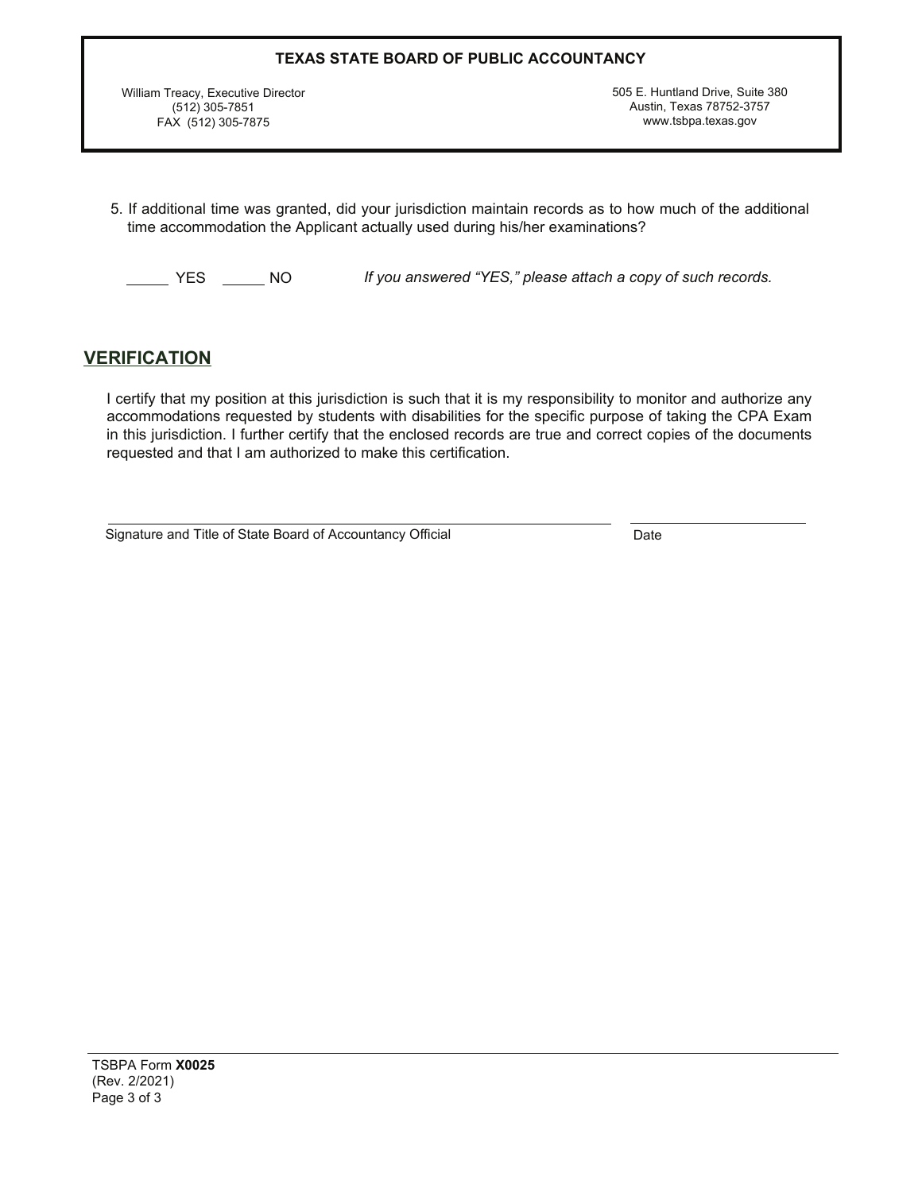5. If additional time was granted, did your jurisdiction maintain records as to how much of the additional time accommodation the Applicant actually used during his/her examinations?

_____ YES _____ NO *If you answered "YES," please attach a copy of such records.*

## VERIFICATION

I certify that my position at this jurisdiction is such that it is my responsibility to monitor and authorize any accommodations requested by students with disabilities for the specific purpose of taking the CPA Exam in this jurisdiction. I further certify that the enclosed records are true and correct copies of the documents requested and that I am authorized to make this certification.

_________________________________________________ _______________

Signature and Title of State Board of Accountancy Official Date